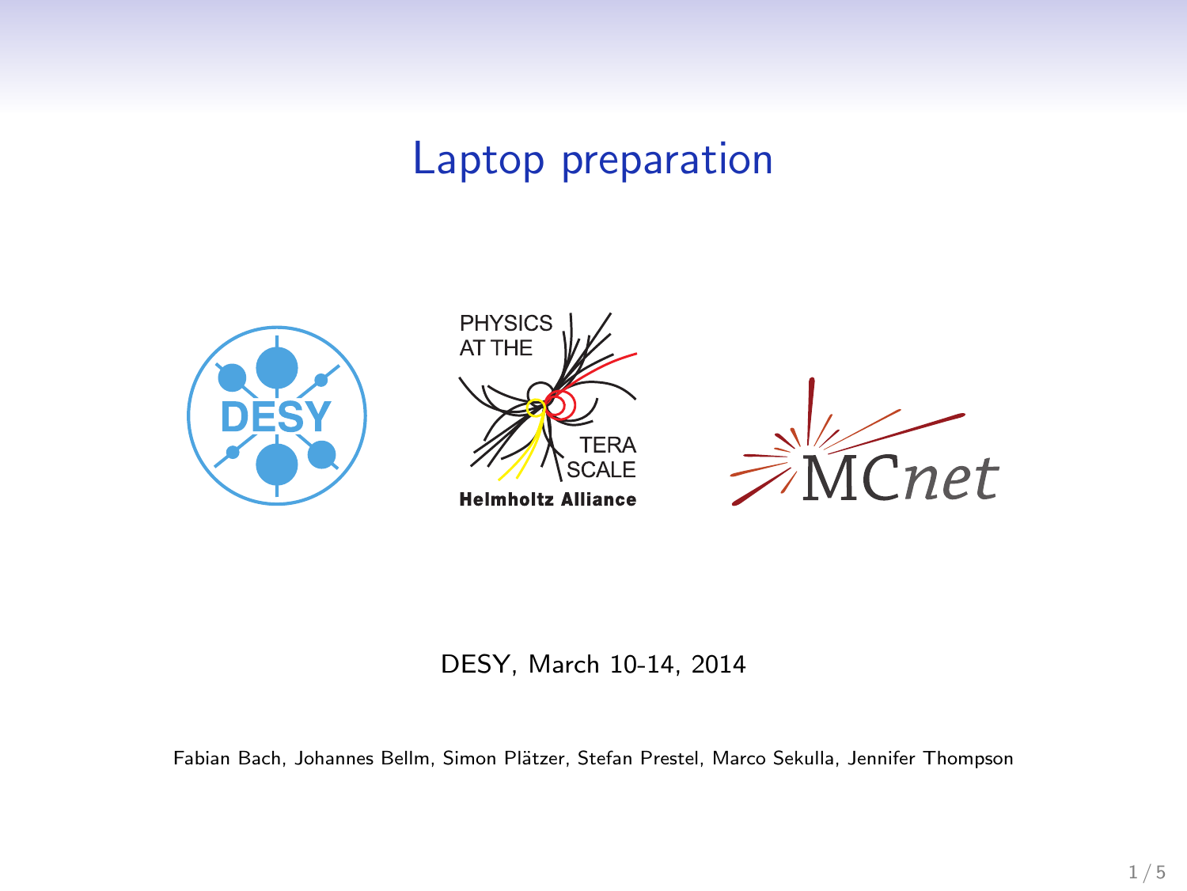# Laptop preparation

DESY, March 10-14, 2014

Fabian Bach, Johannes Bellm, Simon Plätzer, Stefan Prestel, Marco Sekulla, Jennifer Thompson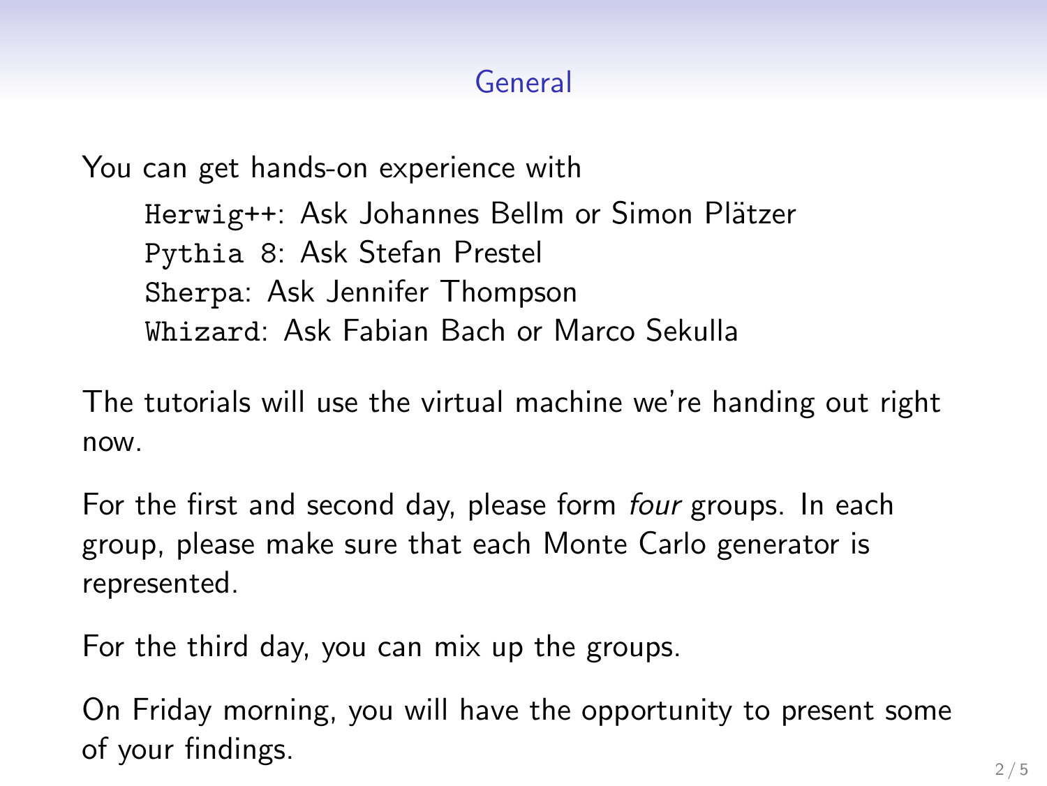# General

You can get hands-on experience with

- `Herwig++`: Ask Johannes Bellm or Simon Plätzer
- `Pythia 8`: Ask Stefan Prestel
- `Sherpa`: Ask Jennifer Thompson
- `Whizard`: Ask Fabian Bach or Marco Sekulla

The tutorials will use the virtual machine we're handing out right now.

For the first and second day, please form *four* groups. In each group, please make sure that each Monte Carlo generator is represented.

For the third day, you can mix up the groups.

On Friday morning, you will have the opportunity to present some of your findings.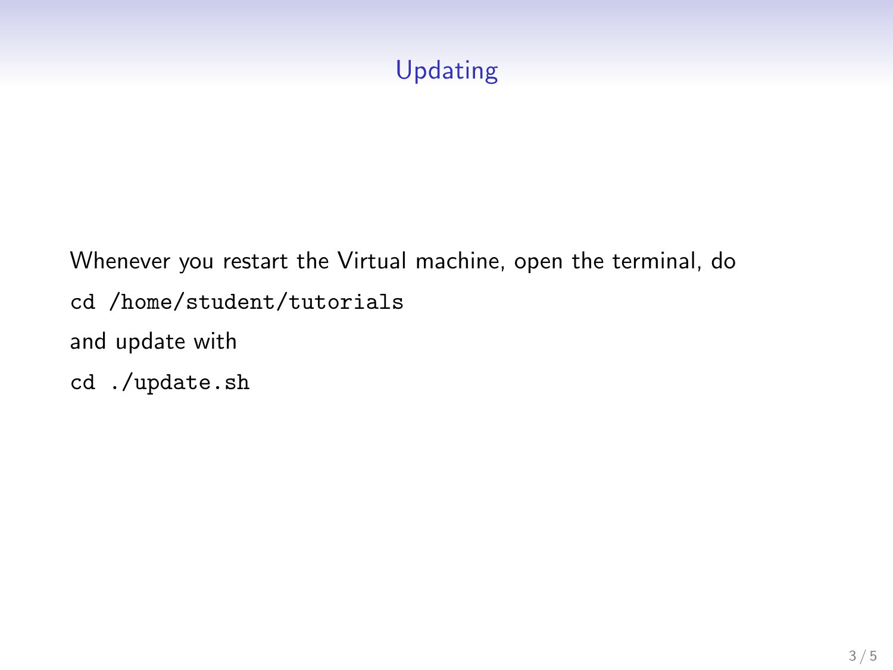# Updating

Whenever you restart the Virtual machine, open the terminal, do

```
cd /home/student/tutorials
```

and update with

```
cd ./update.sh
```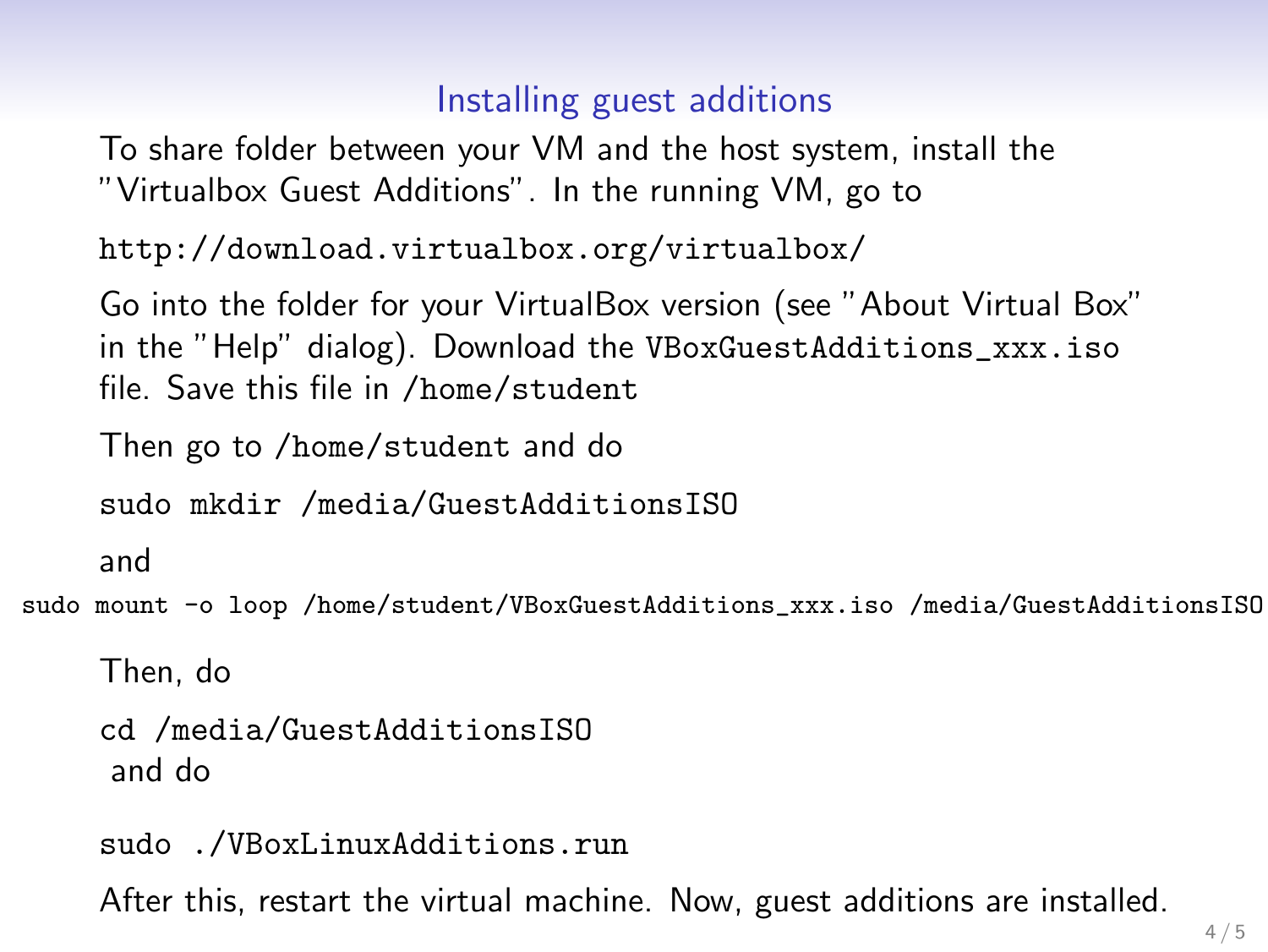## Installing guest additions

To share folder between your VM and the host system, install the "Virtualbox Guest Additions". In the running VM, go to

`http://download.virtualbox.org/virtualbox/`

Go into the folder for your VirtualBox version (see "About Virtual Box" in the "Help" dialog). Download the `VBoxGuestAdditions_xxx.iso` file. Save this file in `/home/student`

Then go to `/home/student` and do

```
sudo mkdir /media/GuestAdditionsISO
```

and

```
sudo mount -o loop /home/student/VBoxGuestAdditions_xxx.iso /media/GuestAdditionsISO
```

Then, do

```
cd /media/GuestAdditionsISO
```

and do

```
sudo ./VBoxLinuxAdditions.run
```

After this, restart the virtual machine. Now, guest additions are installed.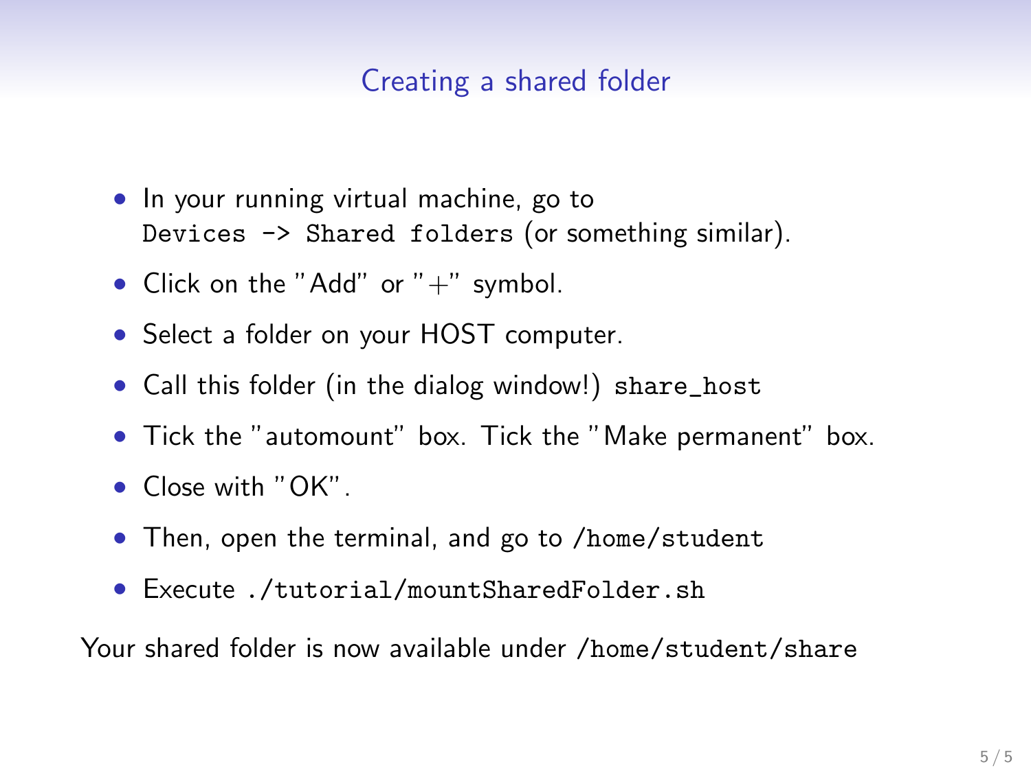## Creating a shared folder

- In your running virtual machine, go to `Devices -> Shared folders` (or something similar).
- Click on the "Add" or "+" symbol.
- Select a folder on your HOST computer.
- Call this folder (in the dialog window!) `share_host`
- Tick the "automount" box. Tick the "Make permanent" box.
- Close with "OK".
- Then, open the terminal, and go to `/home/student`
- Execute `./tutorial/mountSharedFolder.sh`

Your shared folder is now available under `/home/student/share`